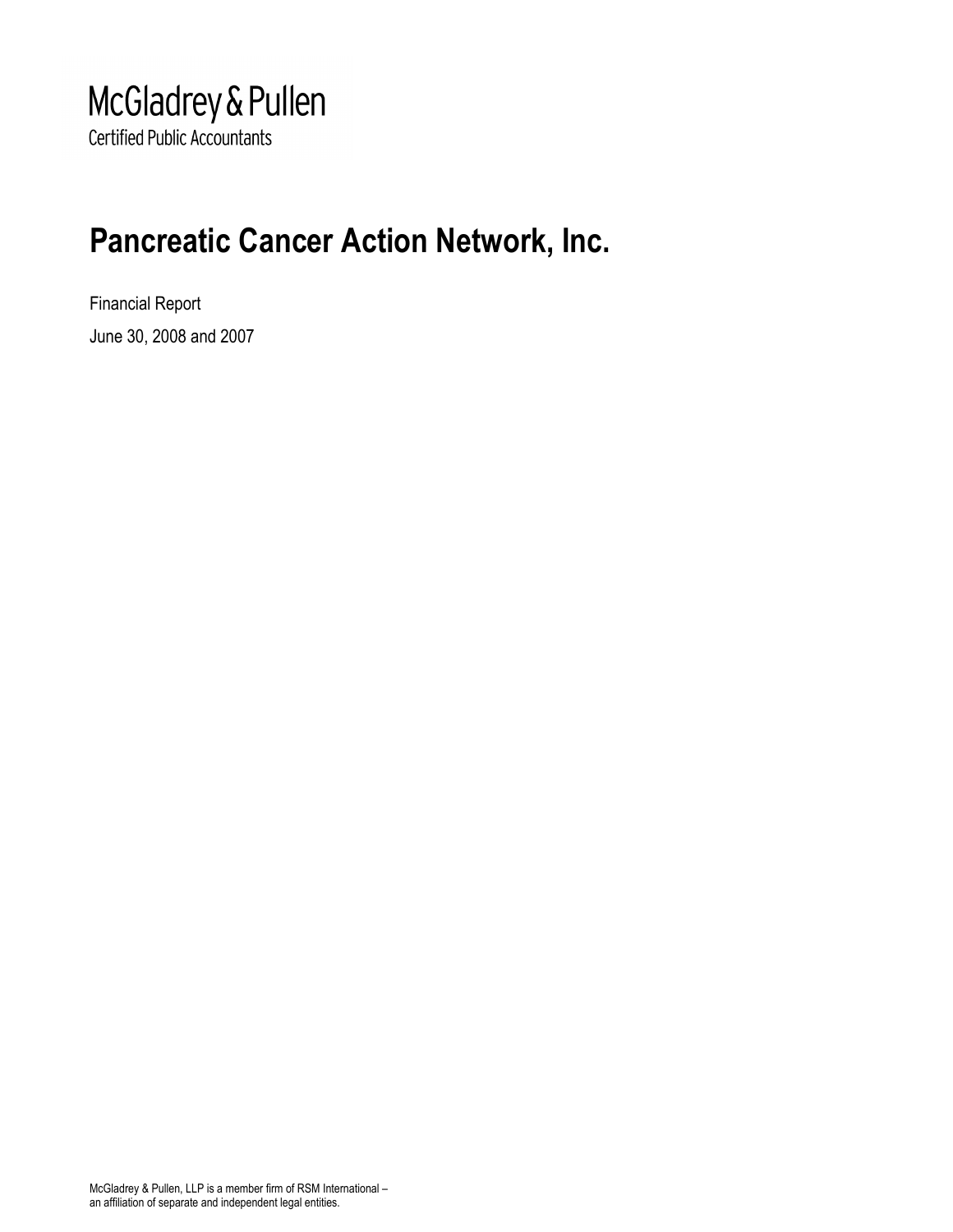McGladrey & Pullen

Certified Public Accountants

# Pancreatic Cancer Action Network, Inc.

Financial Report

June 30, 2008 and 2007

McGladrey & Pullen, LLP is a member firm of RSM International –
an affiliation of separate and independent legal entities.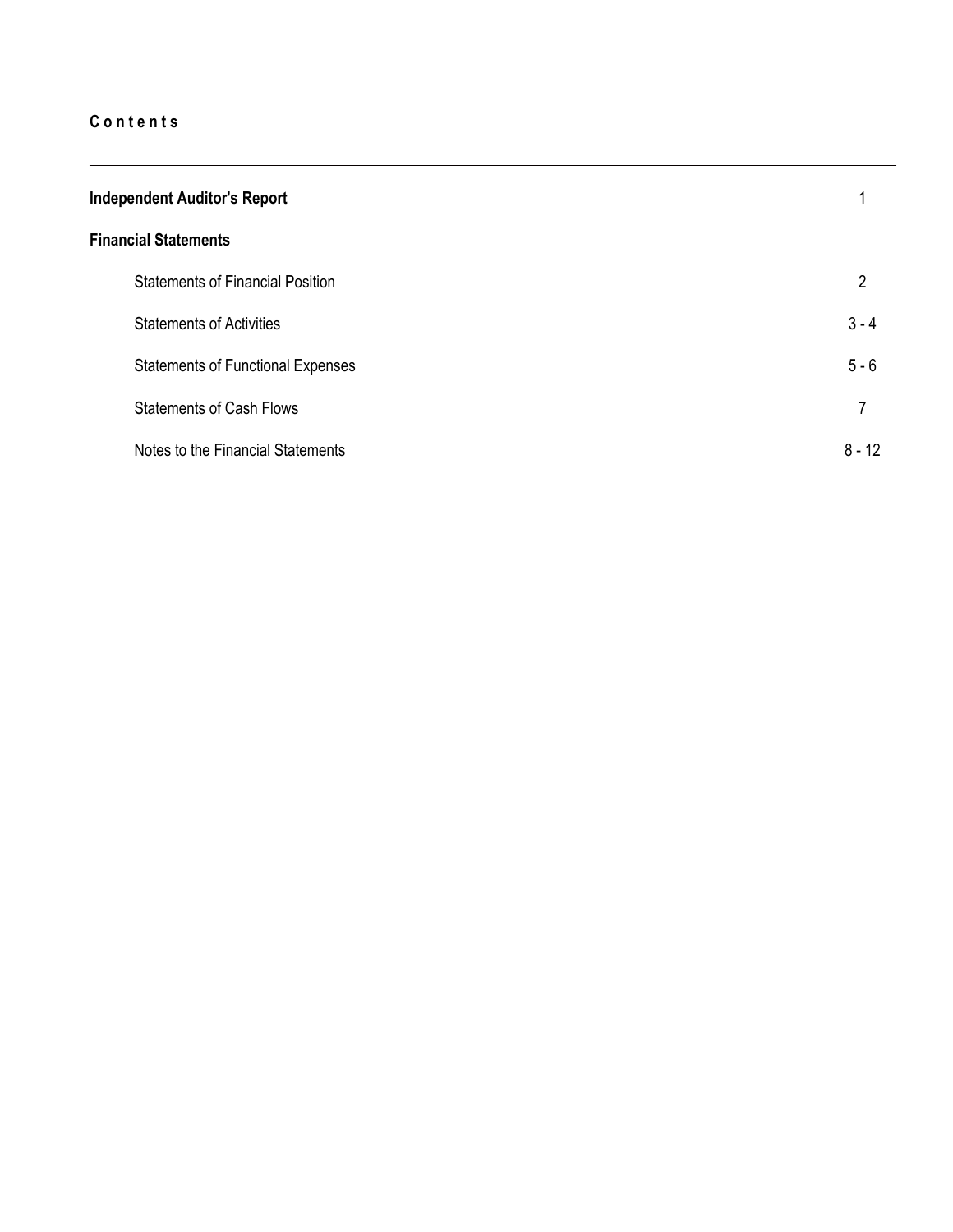**Contents**

---

| | |
|---|---|
| **Independent Auditor's Report** | 1 |
| **Financial Statements** | |
| Statements of Financial Position | 2 |
| Statements of Activities | 3 - 4 |
| Statements of Functional Expenses | 5 - 6 |
| Statements of Cash Flows | 7 |
| Notes to the Financial Statements | 8 - 12 |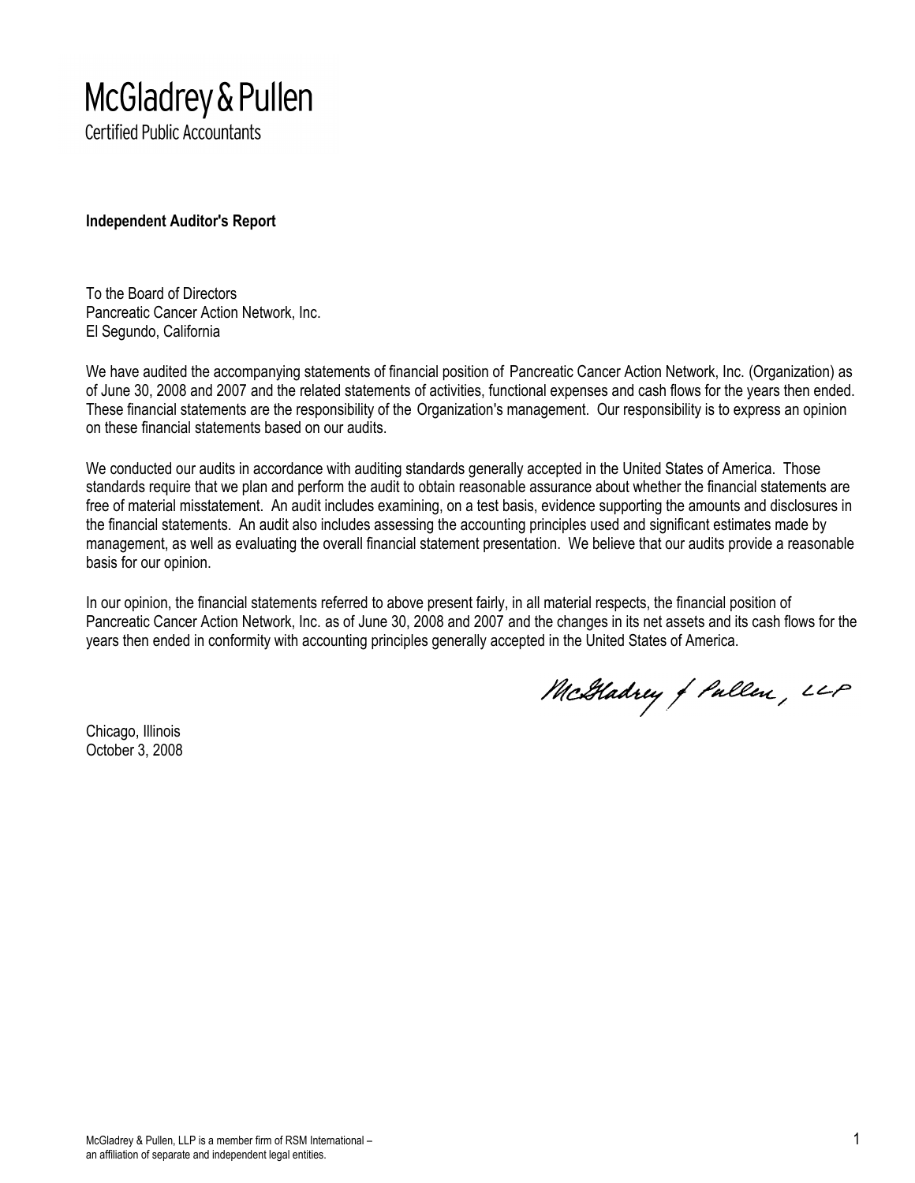McGladrey & Pullen
Certified Public Accountants

**Independent Auditor's Report**

To the Board of Directors
Pancreatic Cancer Action Network, Inc.
El Segundo, California

We have audited the accompanying statements of financial position of Pancreatic Cancer Action Network, Inc. (Organization) as of June 30, 2008 and 2007 and the related statements of activities, functional expenses and cash flows for the years then ended. These financial statements are the responsibility of the Organization's management. Our responsibility is to express an opinion on these financial statements based on our audits.

We conducted our audits in accordance with auditing standards generally accepted in the United States of America. Those standards require that we plan and perform the audit to obtain reasonable assurance about whether the financial statements are free of material misstatement. An audit includes examining, on a test basis, evidence supporting the amounts and disclosures in the financial statements. An audit also includes assessing the accounting principles used and significant estimates made by management, as well as evaluating the overall financial statement presentation. We believe that our audits provide a reasonable basis for our opinion.

In our opinion, the financial statements referred to above present fairly, in all material respects, the financial position of Pancreatic Cancer Action Network, Inc. as of June 30, 2008 and 2007 and the changes in its net assets and its cash flows for the years then ended in conformity with accounting principles generally accepted in the United States of America.

McGladrey & Pullen, LLP

Chicago, Illinois
October 3, 2008

McGladrey & Pullen, LLP is a member firm of RSM International – an affiliation of separate and independent legal entities.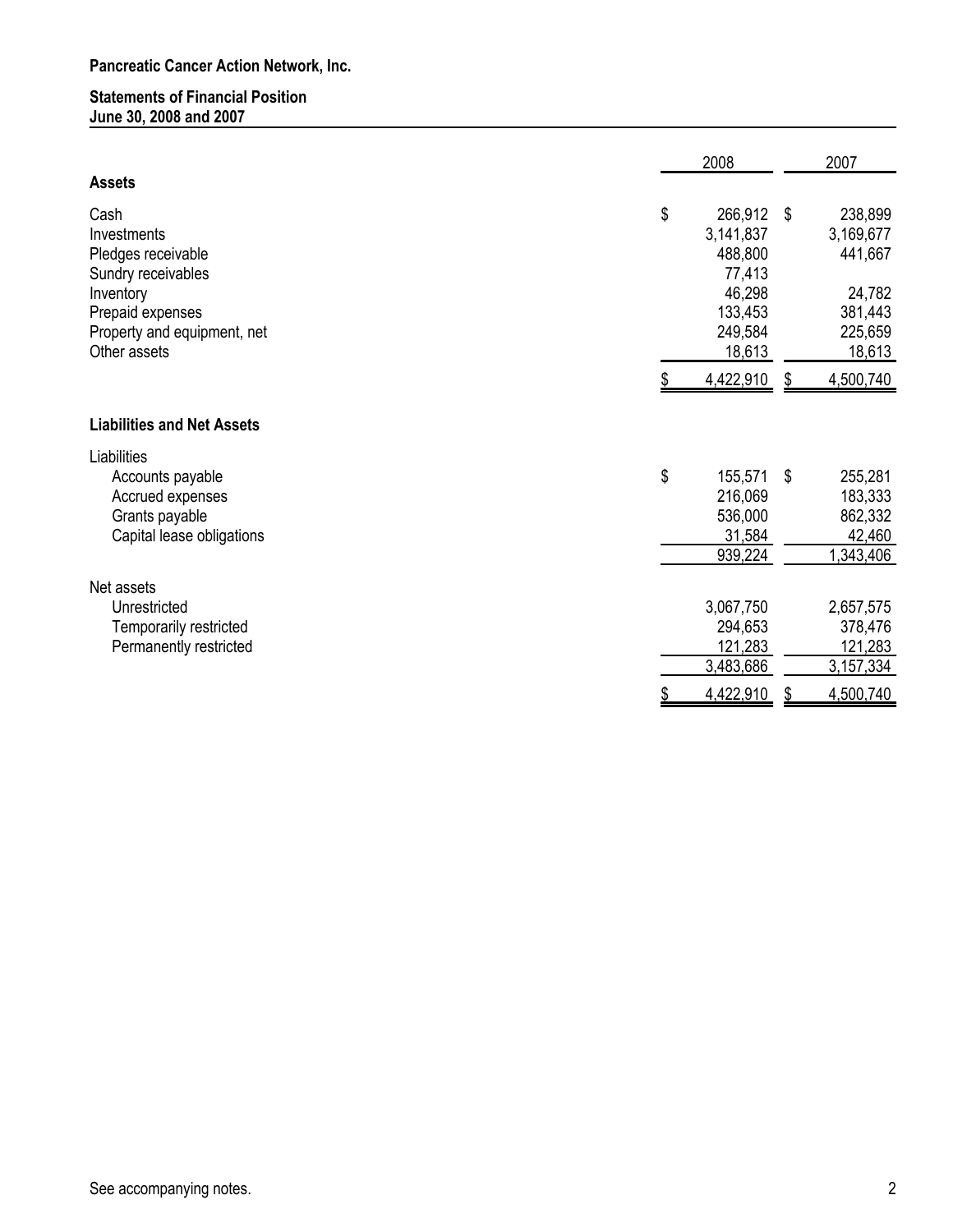**Pancreatic Cancer Action Network, Inc.**

**Statements of Financial Position**
**June 30, 2008 and 2007**

| | 2008 | 2007 |
|---|---|---|
| **Assets** | | |
| Cash | $ 266,912 | $ 238,899 |
| Investments | 3,141,837 | 3,169,677 |
| Pledges receivable | 488,800 | 441,667 |
| Sundry receivables | 77,413 | |
| Inventory | 46,298 | 24,782 |
| Prepaid expenses | 133,453 | 381,443 |
| Property and equipment, net | 249,584 | 225,659 |
| Other assets | 18,613 | 18,613 |
| | $ 4,422,910 | $ 4,500,740 |
| **Liabilities and Net Assets** | | |
| Liabilities | | |
| Accounts payable | $ 155,571 | $ 255,281 |
| Accrued expenses | 216,069 | 183,333 |
| Grants payable | 536,000 | 862,332 |
| Capital lease obligations | 31,584 | 42,460 |
| | 939,224 | 1,343,406 |
| Net assets | | |
| Unrestricted | 3,067,750 | 2,657,575 |
| Temporarily restricted | 294,653 | 378,476 |
| Permanently restricted | 121,283 | 121,283 |
| | 3,483,686 | 3,157,334 |
| | $ 4,422,910 | $ 4,500,740 |

See accompanying notes.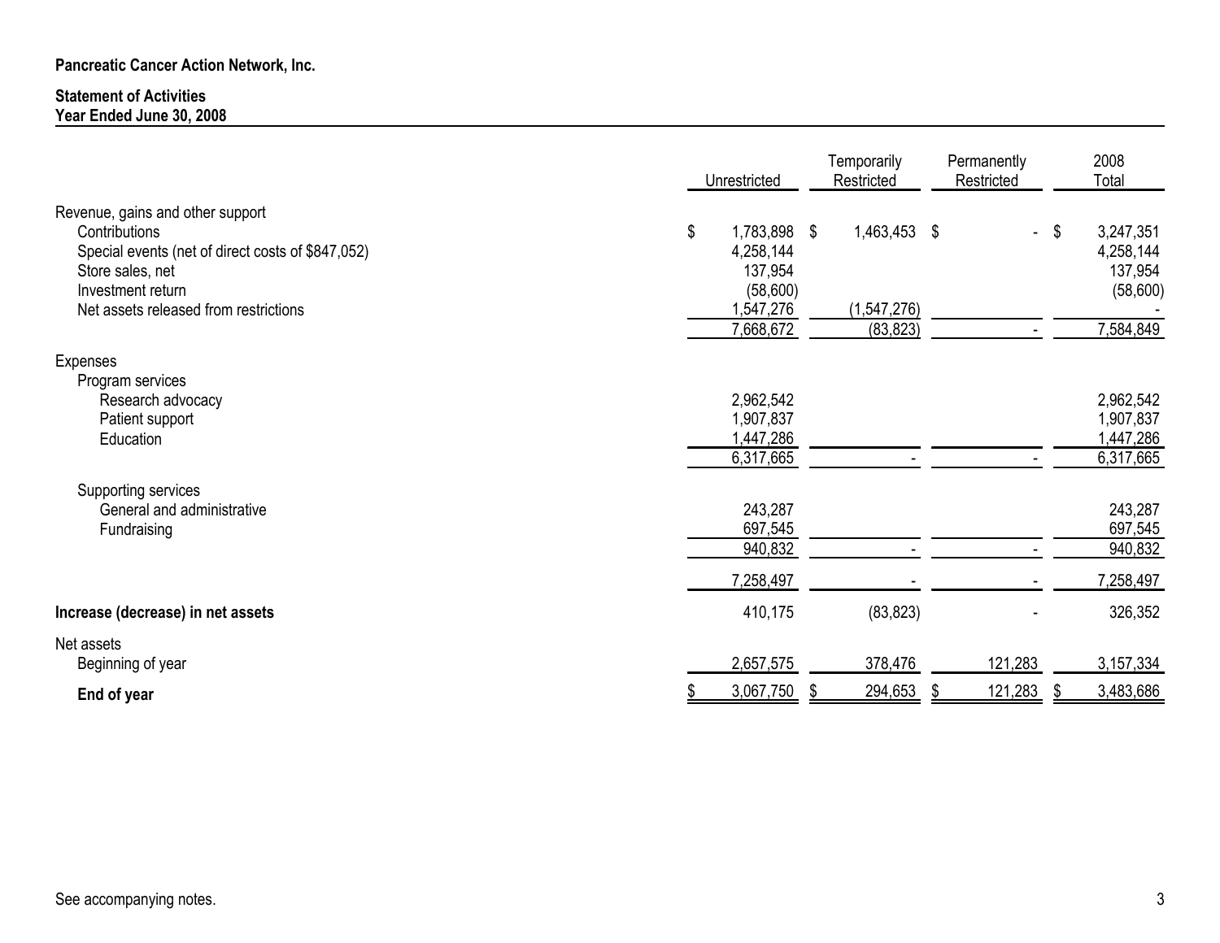**Pancreatic Cancer Action Network, Inc.**

**Statement of Activities**
**Year Ended June 30, 2008**

| | Unrestricted | Temporarily Restricted | Permanently Restricted | 2008 Total |
|---|---|---|---|---|
| Revenue, gains and other support | | | | |
| Contributions | $ 1,783,898 | $ 1,463,453 | $ - | $ 3,247,351 |
| Special events (net of direct costs of $847,052) | 4,258,144 | | | 4,258,144 |
| Store sales, net | 137,954 | | | 137,954 |
| Investment return | (58,600) | | | (58,600) |
| Net assets released from restrictions | 1,547,276 | (1,547,276) | | - |
| | 7,668,672 | (83,823) | - | 7,584,849 |
| Expenses | | | | |
| Program services | | | | |
| Research advocacy | 2,962,542 | | | 2,962,542 |
| Patient support | 1,907,837 | | | 1,907,837 |
| Education | 1,447,286 | | | 1,447,286 |
| | 6,317,665 | - | - | 6,317,665 |
| Supporting services | | | | |
| General and administrative | 243,287 | | | 243,287 |
| Fundraising | 697,545 | | | 697,545 |
| | 940,832 | - | - | 940,832 |
| | 7,258,497 | - | - | 7,258,497 |
| **Increase (decrease) in net assets** | 410,175 | (83,823) | - | 326,352 |
| Net assets | | | | |
| Beginning of year | 2,657,575 | 378,476 | 121,283 | 3,157,334 |
| **End of year** | $ 3,067,750 | $ 294,653 | $ 121,283 | $ 3,483,686 |

See accompanying notes.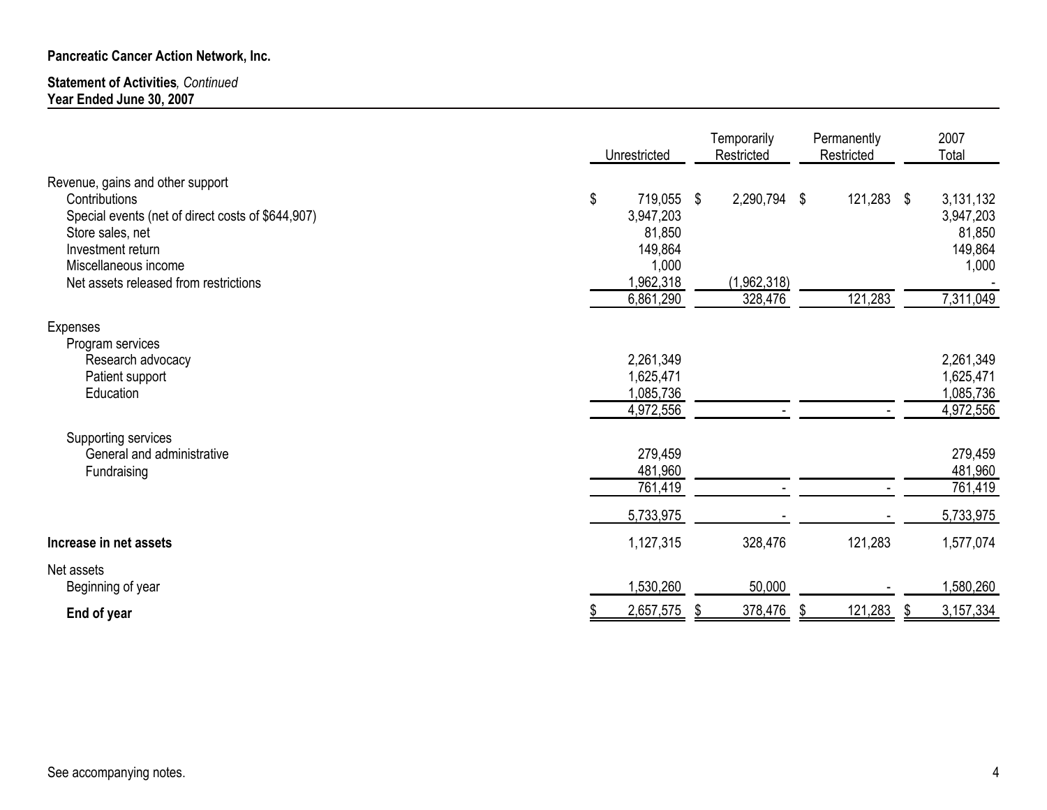**Pancreatic Cancer Action Network, Inc.**

**Statement of Activities**, *Continued*
**Year Ended June 30, 2007**

| | Unrestricted | Temporarily Restricted | Permanently Restricted | 2007 Total |
|---|---|---|---|---|
| Revenue, gains and other support | | | | |
| Contributions | $ 719,055 | $ 2,290,794 | $ 121,283 | $ 3,131,132 |
| Special events (net of direct costs of $644,907) | 3,947,203 | | | 3,947,203 |
| Store sales, net | 81,850 | | | 81,850 |
| Investment return | 149,864 | | | 149,864 |
| Miscellaneous income | 1,000 | | | 1,000 |
| Net assets released from restrictions | 1,962,318 | (1,962,318) | | - |
| | 6,861,290 | 328,476 | 121,283 | 7,311,049 |
| Expenses | | | | |
| Program services | | | | |
| Research advocacy | 2,261,349 | | | 2,261,349 |
| Patient support | 1,625,471 | | | 1,625,471 |
| Education | 1,085,736 | | | 1,085,736 |
| | 4,972,556 | - | - | 4,972,556 |
| Supporting services | | | | |
| General and administrative | 279,459 | | | 279,459 |
| Fundraising | 481,960 | | | 481,960 |
| | 761,419 | - | - | 761,419 |
| | 5,733,975 | - | - | 5,733,975 |
| **Increase in net assets** | 1,127,315 | 328,476 | 121,283 | 1,577,074 |
| Net assets | | | | |
| Beginning of year | 1,530,260 | 50,000 | - | 1,580,260 |
| **End of year** | $ 2,657,575 | $ 378,476 | $ 121,283 | $ 3,157,334 |

See accompanying notes.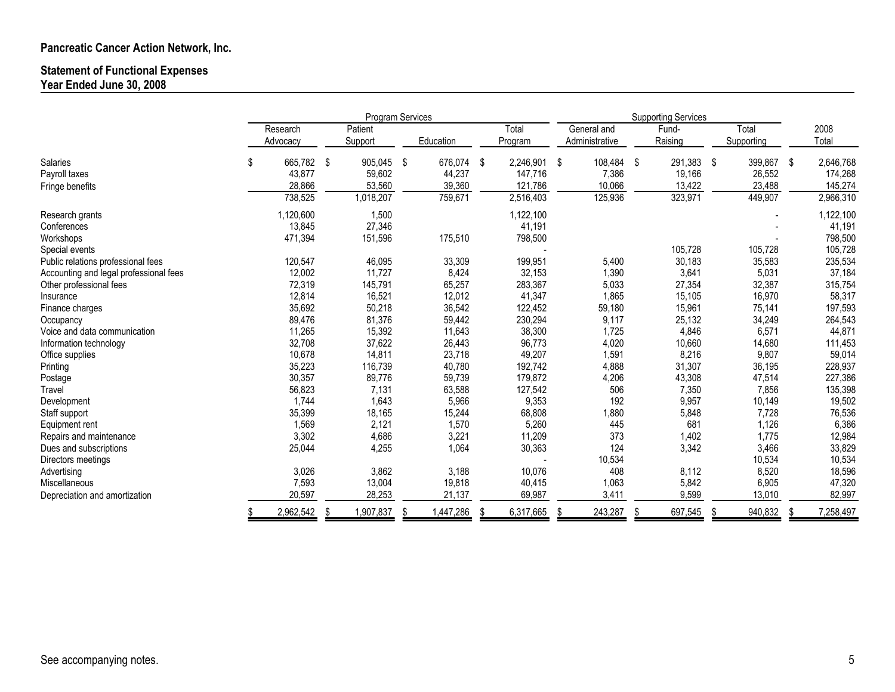**Pancreatic Cancer Action Network, Inc.**

**Statement of Functional Expenses**
**Year Ended June 30, 2008**

| | Program Services | | | | Supporting Services | | | |
|---|---|---|---|---|---|---|---|---|
| | Research Advocacy | Patient Support | Education | Total Program | General and Administrative | Fund-Raising | Total Supporting | 2008 Total |
| Salaries | $ 665,782 | $ 905,045 | $ 676,074 | $ 2,246,901 | $ 108,484 | $ 291,383 | $ 399,867 | $ 2,646,768 |
| Payroll taxes | 43,877 | 59,602 | 44,237 | 147,716 | 7,386 | 19,166 | 26,552 | 174,268 |
| Fringe benefits | 28,866 | 53,560 | 39,360 | 121,786 | 10,066 | 13,422 | 23,488 | 145,274 |
| | 738,525 | 1,018,207 | 759,671 | 2,516,403 | 125,936 | 323,971 | 449,907 | 2,966,310 |
| Research grants | 1,120,600 | 1,500 | | 1,122,100 | | | - | 1,122,100 |
| Conferences | 13,845 | 27,346 | | 41,191 | | | - | 41,191 |
| Workshops | 471,394 | 151,596 | 175,510 | 798,500 | | | - | 798,500 |
| Special events | | | | - | | 105,728 | 105,728 | 105,728 |
| Public relations professional fees | 120,547 | 46,095 | 33,309 | 199,951 | 5,400 | 30,183 | 35,583 | 235,534 |
| Accounting and legal professional fees | 12,002 | 11,727 | 8,424 | 32,153 | 1,390 | 3,641 | 5,031 | 37,184 |
| Other professional fees | 72,319 | 145,791 | 65,257 | 283,367 | 5,033 | 27,354 | 32,387 | 315,754 |
| Insurance | 12,814 | 16,521 | 12,012 | 41,347 | 1,865 | 15,105 | 16,970 | 58,317 |
| Finance charges | 35,692 | 50,218 | 36,542 | 122,452 | 59,180 | 15,961 | 75,141 | 197,593 |
| Occupancy | 89,476 | 81,376 | 59,442 | 230,294 | 9,117 | 25,132 | 34,249 | 264,543 |
| Voice and data communication | 11,265 | 15,392 | 11,643 | 38,300 | 1,725 | 4,846 | 6,571 | 44,871 |
| Information technology | 32,708 | 37,622 | 26,443 | 96,773 | 4,020 | 10,660 | 14,680 | 111,453 |
| Office supplies | 10,678 | 14,811 | 23,718 | 49,207 | 1,591 | 8,216 | 9,807 | 59,014 |
| Printing | 35,223 | 116,739 | 40,780 | 192,742 | 4,888 | 31,307 | 36,195 | 228,937 |
| Postage | 30,357 | 89,776 | 59,739 | 179,872 | 4,206 | 43,308 | 47,514 | 227,386 |
| Travel | 56,823 | 7,131 | 63,588 | 127,542 | 506 | 7,350 | 7,856 | 135,398 |
| Development | 1,744 | 1,643 | 5,966 | 9,353 | 192 | 9,957 | 10,149 | 19,502 |
| Staff support | 35,399 | 18,165 | 15,244 | 68,808 | 1,880 | 5,848 | 7,728 | 76,536 |
| Equipment rent | 1,569 | 2,121 | 1,570 | 5,260 | 445 | 681 | 1,126 | 6,386 |
| Repairs and maintenance | 3,302 | 4,686 | 3,221 | 11,209 | 373 | 1,402 | 1,775 | 12,984 |
| Dues and subscriptions | 25,044 | 4,255 | 1,064 | 30,363 | 124 | 3,342 | 3,466 | 33,829 |
| Directors meetings | | | | - | 10,534 | | 10,534 | 10,534 |
| Advertising | 3,026 | 3,862 | 3,188 | 10,076 | 408 | 8,112 | 8,520 | 18,596 |
| Miscellaneous | 7,593 | 13,004 | 19,818 | 40,415 | 1,063 | 5,842 | 6,905 | 47,320 |
| Depreciation and amortization | 20,597 | 28,253 | 21,137 | 69,987 | 3,411 | 9,599 | 13,010 | 82,997 |
| | $ 2,962,542 | $ 1,907,837 | $ 1,447,286 | $ 6,317,665 | $ 243,287 | $ 697,545 | $ 940,832 | $ 7,258,497 |

See accompanying notes.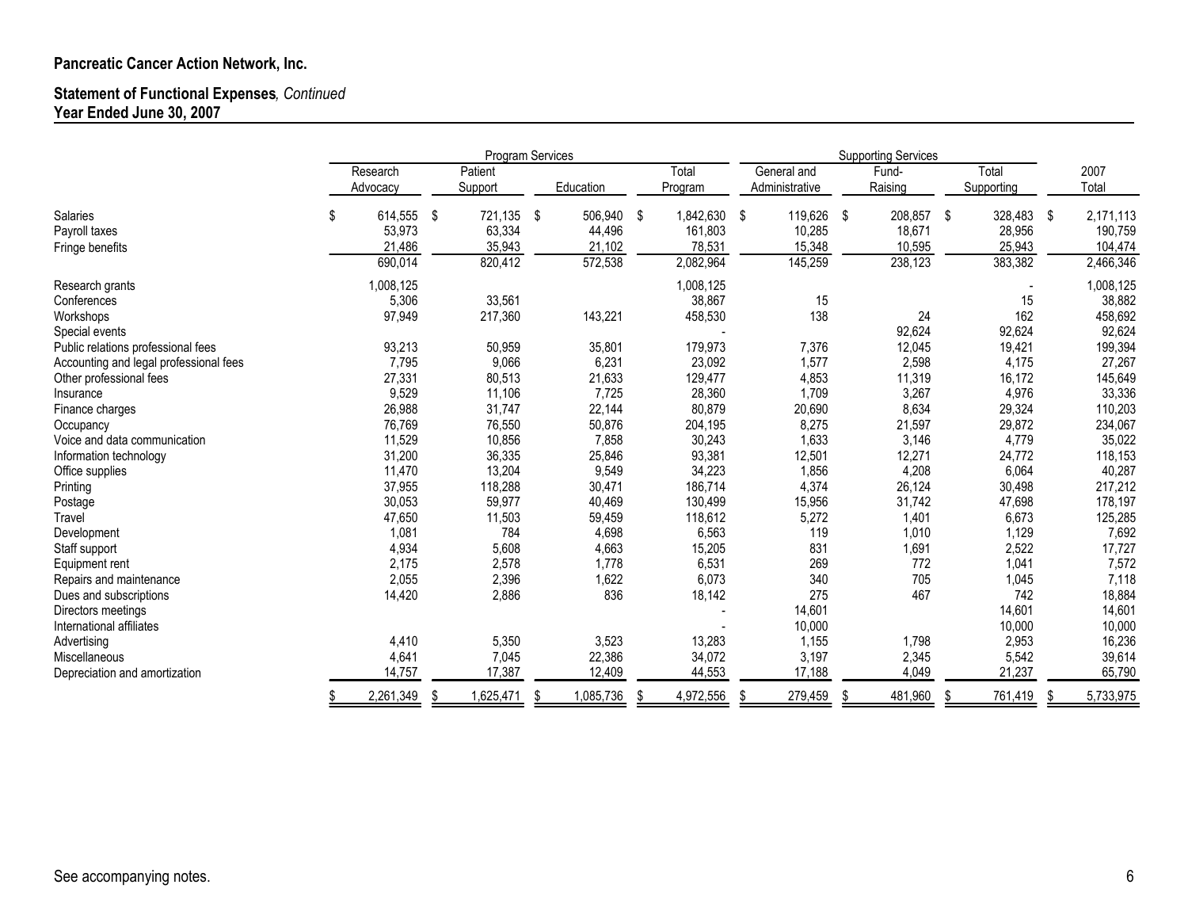**Pancreatic Cancer Action Network, Inc.**

**Statement of Functional Expenses***, Continued*
**Year Ended June 30, 2007**

| | Program Services | | | | Supporting Services | | | |
|---|---|---|---|---|---|---|---|---|
| | Research Advocacy | Patient Support | Education | Total Program | General and Administrative | Fund-Raising | Total Supporting | 2007 Total |
| Salaries | $ 614,555 | $ 721,135 | $ 506,940 | $ 1,842,630 | $ 119,626 | $ 208,857 | $ 328,483 | $ 2,171,113 |
| Payroll taxes | 53,973 | 63,334 | 44,496 | 161,803 | 10,285 | 18,671 | 28,956 | 190,759 |
| Fringe benefits | 21,486 | 35,943 | 21,102 | 78,531 | 15,348 | 10,595 | 25,943 | 104,474 |
| | 690,014 | 820,412 | 572,538 | 2,082,964 | 145,259 | 238,123 | 383,382 | 2,466,346 |
| Research grants | 1,008,125 | | | 1,008,125 | | | - | 1,008,125 |
| Conferences | 5,306 | 33,561 | | 38,867 | 15 | | 15 | 38,882 |
| Workshops | 97,949 | 217,360 | 143,221 | 458,530 | 138 | 24 | 162 | 458,692 |
| Special events | | | | - | | 92,624 | 92,624 | 92,624 |
| Public relations professional fees | 93,213 | 50,959 | 35,801 | 179,973 | 7,376 | 12,045 | 19,421 | 199,394 |
| Accounting and legal professional fees | 7,795 | 9,066 | 6,231 | 23,092 | 1,577 | 2,598 | 4,175 | 27,267 |
| Other professional fees | 27,331 | 80,513 | 21,633 | 129,477 | 4,853 | 11,319 | 16,172 | 145,649 |
| Insurance | 9,529 | 11,106 | 7,725 | 28,360 | 1,709 | 3,267 | 4,976 | 33,336 |
| Finance charges | 26,988 | 31,747 | 22,144 | 80,879 | 20,690 | 8,634 | 29,324 | 110,203 |
| Occupancy | 76,769 | 76,550 | 50,876 | 204,195 | 8,275 | 21,597 | 29,872 | 234,067 |
| Voice and data communication | 11,529 | 10,856 | 7,858 | 30,243 | 1,633 | 3,146 | 4,779 | 35,022 |
| Information technology | 31,200 | 36,335 | 25,846 | 93,381 | 12,501 | 12,271 | 24,772 | 118,153 |
| Office supplies | 11,470 | 13,204 | 9,549 | 34,223 | 1,856 | 4,208 | 6,064 | 40,287 |
| Printing | 37,955 | 118,288 | 30,471 | 186,714 | 4,374 | 26,124 | 30,498 | 217,212 |
| Postage | 30,053 | 59,977 | 40,469 | 130,499 | 15,956 | 31,742 | 47,698 | 178,197 |
| Travel | 47,650 | 11,503 | 59,459 | 118,612 | 5,272 | 1,401 | 6,673 | 125,285 |
| Development | 1,081 | 784 | 4,698 | 6,563 | 119 | 1,010 | 1,129 | 7,692 |
| Staff support | 4,934 | 5,608 | 4,663 | 15,205 | 831 | 1,691 | 2,522 | 17,727 |
| Equipment rent | 2,175 | 2,578 | 1,778 | 6,531 | 269 | 772 | 1,041 | 7,572 |
| Repairs and maintenance | 2,055 | 2,396 | 1,622 | 6,073 | 340 | 705 | 1,045 | 7,118 |
| Dues and subscriptions | 14,420 | 2,886 | 836 | 18,142 | 275 | 467 | 742 | 18,884 |
| Directors meetings | | | | - | 14,601 | | 14,601 | 14,601 |
| International affiliates | | | | - | 10,000 | | 10,000 | 10,000 |
| Advertising | 4,410 | 5,350 | 3,523 | 13,283 | 1,155 | 1,798 | 2,953 | 16,236 |
| Miscellaneous | 4,641 | 7,045 | 22,386 | 34,072 | 3,197 | 2,345 | 5,542 | 39,614 |
| Depreciation and amortization | 14,757 | 17,387 | 12,409 | 44,553 | 17,188 | 4,049 | 21,237 | 65,790 |
| | $ 2,261,349 | $ 1,625,471 | $ 1,085,736 | $ 4,972,556 | $ 279,459 | $ 481,960 | $ 761,419 | $ 5,733,975 |

See accompanying notes.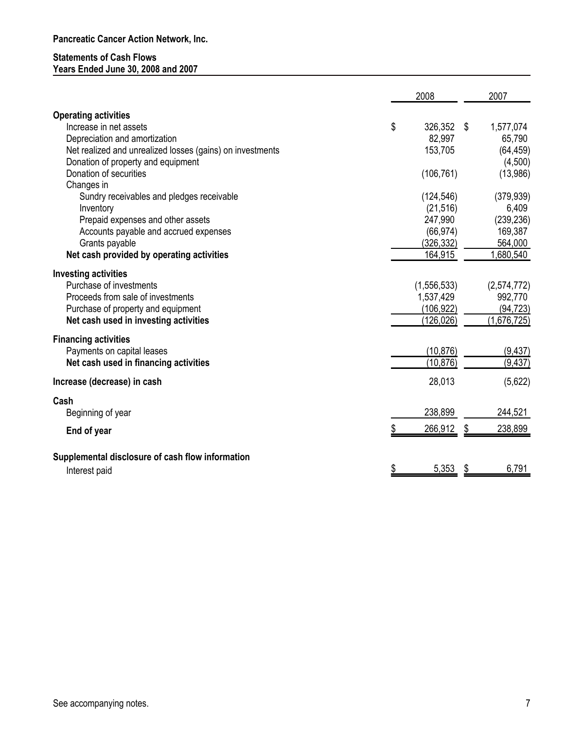**Pancreatic Cancer Action Network, Inc.**

**Statements of Cash Flows**
**Years Ended June 30, 2008 and 2007**

| | 2008 | 2007 |
|---|---|---|
| **Operating activities** | | |
| Increase in net assets | $ 326,352 | $ 1,577,074 |
| Depreciation and amortization | 82,997 | 65,790 |
| Net realized and unrealized losses (gains) on investments | 153,705 | (64,459) |
| Donation of property and equipment | | (4,500) |
| Donation of securities | (106,761) | (13,986) |
| Changes in | | |
| Sundry receivables and pledges receivable | (124,546) | (379,939) |
| Inventory | (21,516) | 6,409 |
| Prepaid expenses and other assets | 247,990 | (239,236) |
| Accounts payable and accrued expenses | (66,974) | 169,387 |
| Grants payable | (326,332) | 564,000 |
| **Net cash provided by operating activities** | 164,915 | 1,680,540 |
| **Investing activities** | | |
| Purchase of investments | (1,556,533) | (2,574,772) |
| Proceeds from sale of investments | 1,537,429 | 992,770 |
| Purchase of property and equipment | (106,922) | (94,723) |
| **Net cash used in investing activities** | (126,026) | (1,676,725) |
| **Financing activities** | | |
| Payments on capital leases | (10,876) | (9,437) |
| **Net cash used in financing activities** | (10,876) | (9,437) |
| **Increase (decrease) in cash** | 28,013 | (5,622) |
| **Cash** | | |
| Beginning of year | 238,899 | 244,521 |
| **End of year** | $ 266,912 | $ 238,899 |
| **Supplemental disclosure of cash flow information** | | |
| Interest paid | $ 5,353 | $ 6,791 |

See accompanying notes.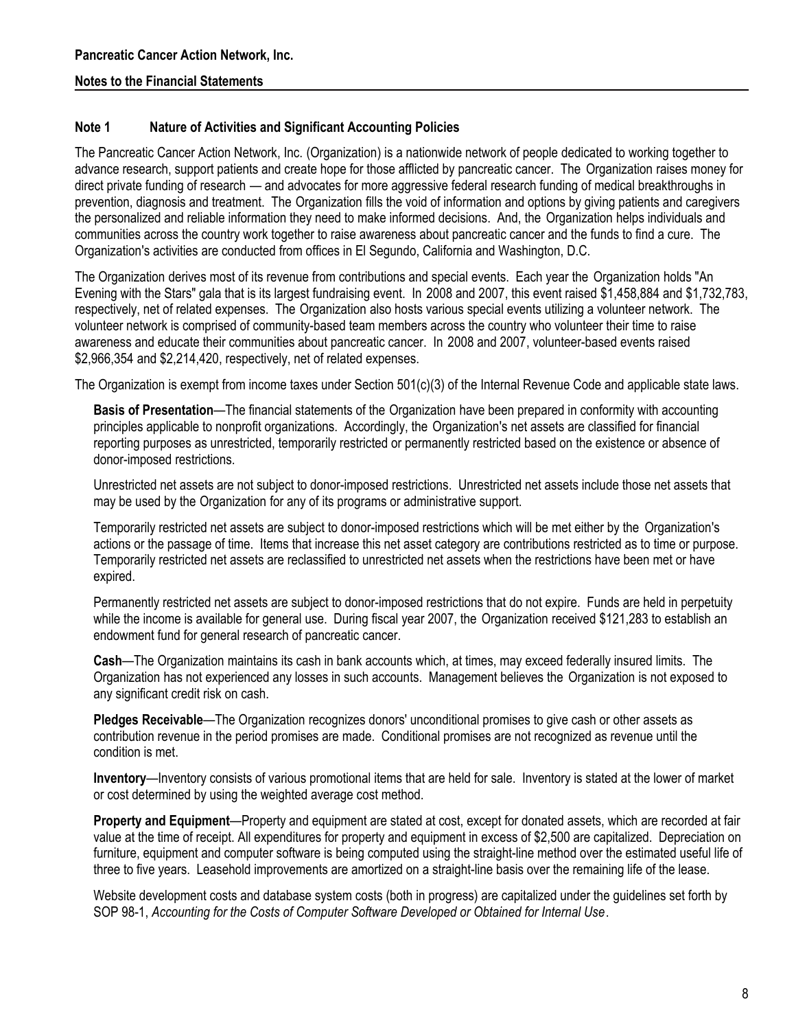**Pancreatic Cancer Action Network, Inc.**

**Notes to the Financial Statements**

## Note 1 Nature of Activities and Significant Accounting Policies

The Pancreatic Cancer Action Network, Inc. (Organization) is a nationwide network of people dedicated to working together to advance research, support patients and create hope for those afflicted by pancreatic cancer. The Organization raises money for direct private funding of research — and advocates for more aggressive federal research funding of medical breakthroughs in prevention, diagnosis and treatment. The Organization fills the void of information and options by giving patients and caregivers the personalized and reliable information they need to make informed decisions. And, the Organization helps individuals and communities across the country work together to raise awareness about pancreatic cancer and the funds to find a cure. The Organization's activities are conducted from offices in El Segundo, California and Washington, D.C.

The Organization derives most of its revenue from contributions and special events. Each year the Organization holds "An Evening with the Stars" gala that is its largest fundraising event. In 2008 and 2007, this event raised $1,458,884 and $1,732,783, respectively, net of related expenses. The Organization also hosts various special events utilizing a volunteer network. The volunteer network is comprised of community-based team members across the country who volunteer their time to raise awareness and educate their communities about pancreatic cancer. In 2008 and 2007, volunteer-based events raised $2,966,354 and $2,214,420, respectively, net of related expenses.

The Organization is exempt from income taxes under Section 501(c)(3) of the Internal Revenue Code and applicable state laws.

**Basis of Presentation**—The financial statements of the Organization have been prepared in conformity with accounting principles applicable to nonprofit organizations. Accordingly, the Organization's net assets are classified for financial reporting purposes as unrestricted, temporarily restricted or permanently restricted based on the existence or absence of donor-imposed restrictions.

Unrestricted net assets are not subject to donor-imposed restrictions. Unrestricted net assets include those net assets that may be used by the Organization for any of its programs or administrative support.

Temporarily restricted net assets are subject to donor-imposed restrictions which will be met either by the Organization's actions or the passage of time. Items that increase this net asset category are contributions restricted as to time or purpose. Temporarily restricted net assets are reclassified to unrestricted net assets when the restrictions have been met or have expired.

Permanently restricted net assets are subject to donor-imposed restrictions that do not expire. Funds are held in perpetuity while the income is available for general use. During fiscal year 2007, the Organization received $121,283 to establish an endowment fund for general research of pancreatic cancer.

**Cash**—The Organization maintains its cash in bank accounts which, at times, may exceed federally insured limits. The Organization has not experienced any losses in such accounts. Management believes the Organization is not exposed to any significant credit risk on cash.

**Pledges Receivable**—The Organization recognizes donors' unconditional promises to give cash or other assets as contribution revenue in the period promises are made. Conditional promises are not recognized as revenue until the condition is met.

**Inventory**—Inventory consists of various promotional items that are held for sale. Inventory is stated at the lower of market or cost determined by using the weighted average cost method.

**Property and Equipment**—Property and equipment are stated at cost, except for donated assets, which are recorded at fair value at the time of receipt. All expenditures for property and equipment in excess of $2,500 are capitalized. Depreciation on furniture, equipment and computer software is being computed using the straight-line method over the estimated useful life of three to five years. Leasehold improvements are amortized on a straight-line basis over the remaining life of the lease.

Website development costs and database system costs (both in progress) are capitalized under the guidelines set forth by SOP 98-1, *Accounting for the Costs of Computer Software Developed or Obtained for Internal Use*.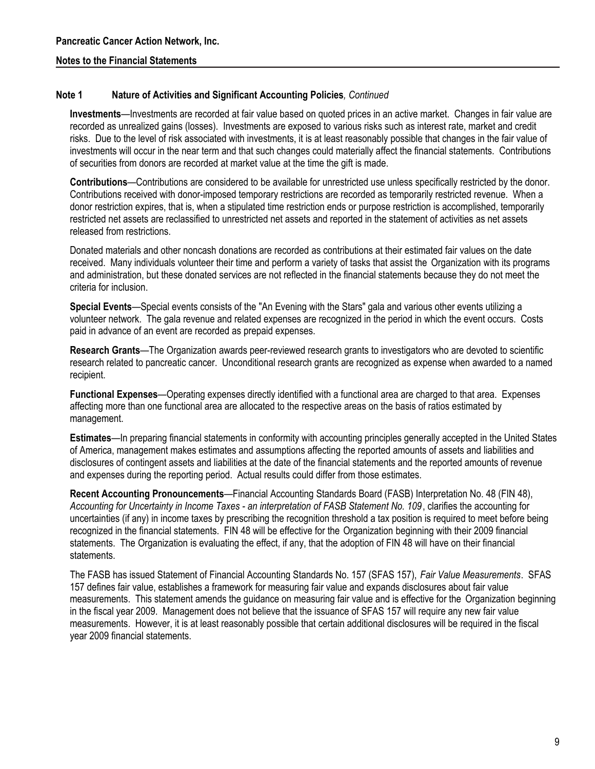## Note 1 Nature of Activities and Significant Accounting Policies, *Continued*

**Investments**—Investments are recorded at fair value based on quoted prices in an active market. Changes in fair value are recorded as unrealized gains (losses). Investments are exposed to various risks such as interest rate, market and credit risks. Due to the level of risk associated with investments, it is at least reasonably possible that changes in the fair value of investments will occur in the near term and that such changes could materially affect the financial statements. Contributions of securities from donors are recorded at market value at the time the gift is made.

**Contributions**—Contributions are considered to be available for unrestricted use unless specifically restricted by the donor. Contributions received with donor-imposed temporary restrictions are recorded as temporarily restricted revenue. When a donor restriction expires, that is, when a stipulated time restriction ends or purpose restriction is accomplished, temporarily restricted net assets are reclassified to unrestricted net assets and reported in the statement of activities as net assets released from restrictions.

Donated materials and other noncash donations are recorded as contributions at their estimated fair values on the date received. Many individuals volunteer their time and perform a variety of tasks that assist the Organization with its programs and administration, but these donated services are not reflected in the financial statements because they do not meet the criteria for inclusion.

**Special Events**—Special events consists of the "An Evening with the Stars" gala and various other events utilizing a volunteer network. The gala revenue and related expenses are recognized in the period in which the event occurs. Costs paid in advance of an event are recorded as prepaid expenses.

**Research Grants**—The Organization awards peer-reviewed research grants to investigators who are devoted to scientific research related to pancreatic cancer. Unconditional research grants are recognized as expense when awarded to a named recipient.

**Functional Expenses**—Operating expenses directly identified with a functional area are charged to that area. Expenses affecting more than one functional area are allocated to the respective areas on the basis of ratios estimated by management.

**Estimates**—In preparing financial statements in conformity with accounting principles generally accepted in the United States of America, management makes estimates and assumptions affecting the reported amounts of assets and liabilities and disclosures of contingent assets and liabilities at the date of the financial statements and the reported amounts of revenue and expenses during the reporting period. Actual results could differ from those estimates.

**Recent Accounting Pronouncements**—Financial Accounting Standards Board (FASB) Interpretation No. 48 (FIN 48), *Accounting for Uncertainty in Income Taxes - an interpretation of FASB Statement No. 109*, clarifies the accounting for uncertainties (if any) in income taxes by prescribing the recognition threshold a tax position is required to meet before being recognized in the financial statements. FIN 48 will be effective for the Organization beginning with their 2009 financial statements. The Organization is evaluating the effect, if any, that the adoption of FIN 48 will have on their financial statements.

The FASB has issued Statement of Financial Accounting Standards No. 157 (SFAS 157), *Fair Value Measurements*. SFAS 157 defines fair value, establishes a framework for measuring fair value and expands disclosures about fair value measurements. This statement amends the guidance on measuring fair value and is effective for the Organization beginning in the fiscal year 2009. Management does not believe that the issuance of SFAS 157 will require any new fair value measurements. However, it is at least reasonably possible that certain additional disclosures will be required in the fiscal year 2009 financial statements.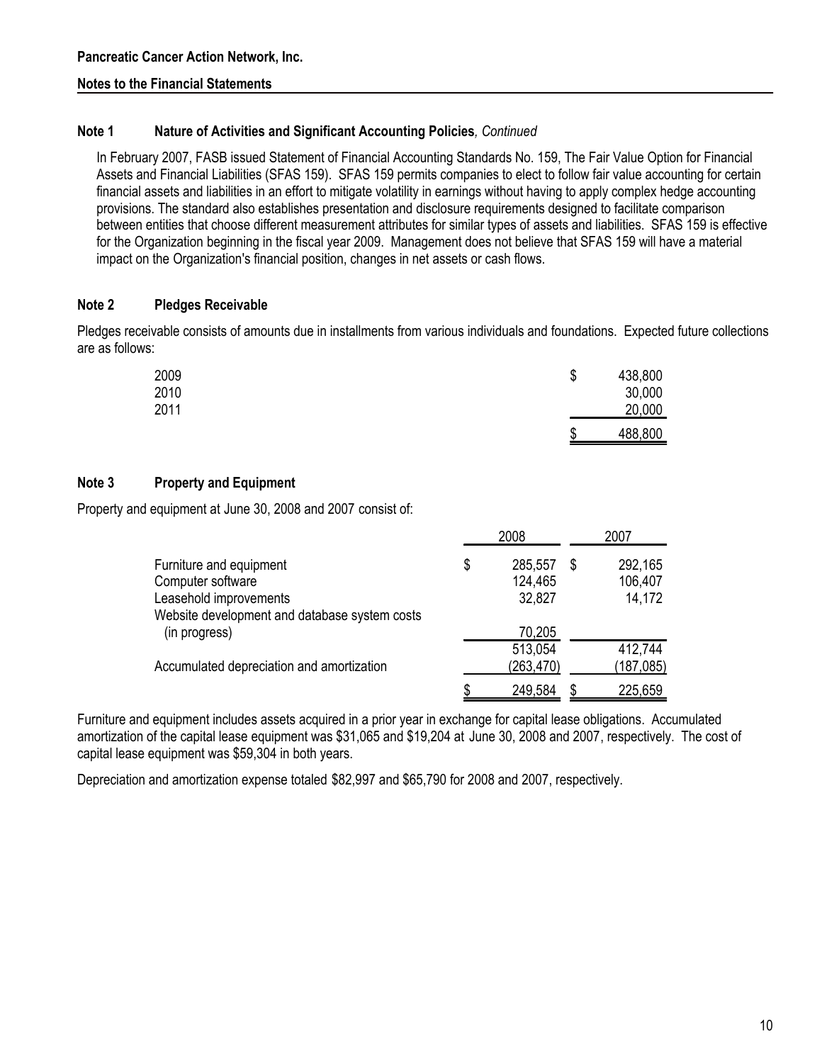**Pancreatic Cancer Action Network, Inc.**

**Notes to the Financial Statements**

## Note 1 Nature of Activities and Significant Accounting Policies, *Continued*

In February 2007, FASB issued Statement of Financial Accounting Standards No. 159, The Fair Value Option for Financial Assets and Financial Liabilities (SFAS 159). SFAS 159 permits companies to elect to follow fair value accounting for certain financial assets and liabilities in an effort to mitigate volatility in earnings without having to apply complex hedge accounting provisions. The standard also establishes presentation and disclosure requirements designed to facilitate comparison between entities that choose different measurement attributes for similar types of assets and liabilities. SFAS 159 is effective for the Organization beginning in the fiscal year 2009. Management does not believe that SFAS 159 will have a material impact on the Organization's financial position, changes in net assets or cash flows.

## Note 2 Pledges Receivable

Pledges receivable consists of amounts due in installments from various individuals and foundations. Expected future collections are as follows:

| | |
|---|---|
| 2009 | $ 438,800 |
| 2010 | 30,000 |
| 2011 | 20,000 |
| | $ 488,800 |

## Note 3 Property and Equipment

Property and equipment at June 30, 2008 and 2007 consist of:

| | 2008 | 2007 |
|---|---|---|
| Furniture and equipment | $ 285,557 | $ 292,165 |
| Computer software | 124,465 | 106,407 |
| Leasehold improvements | 32,827 | 14,172 |
| Website development and database system costs (in progress) | 70,205 | |
| | 513,054 | 412,744 |
| Accumulated depreciation and amortization | (263,470) | (187,085) |
| | $ 249,584 | $ 225,659 |

Furniture and equipment includes assets acquired in a prior year in exchange for capital lease obligations. Accumulated amortization of the capital lease equipment was $31,065 and $19,204 at June 30, 2008 and 2007, respectively. The cost of capital lease equipment was $59,304 in both years.

Depreciation and amortization expense totaled $82,997 and $65,790 for 2008 and 2007, respectively.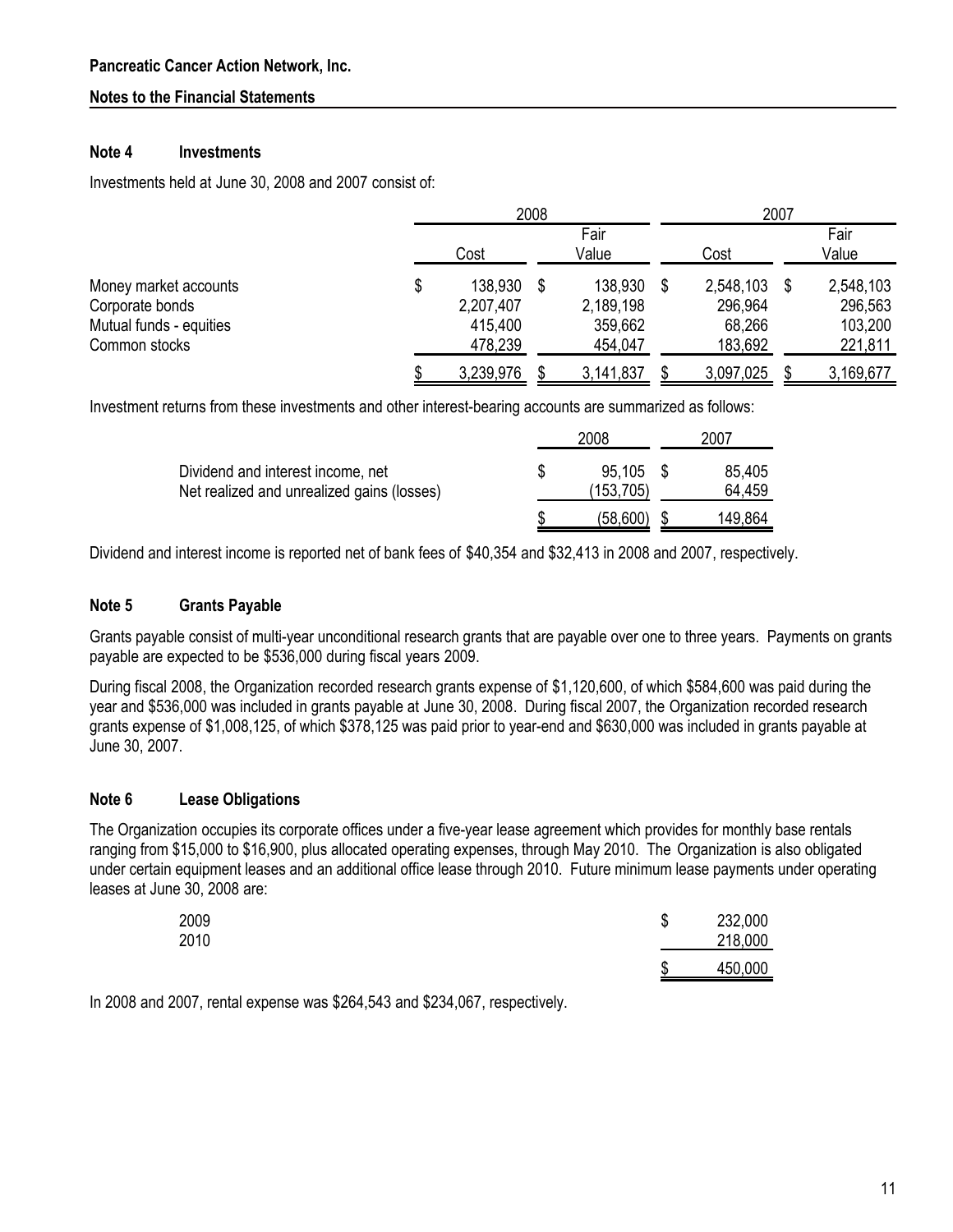**Pancreatic Cancer Action Network, Inc.**

**Notes to the Financial Statements**

### Note 4 Investments

Investments held at June 30, 2008 and 2007 consist of:

| | 2008 | | 2007 | |
|---|---|---|---|---|
| | Cost | Fair Value | Cost | Fair Value |
| Money market accounts | $ 138,930 | $ 138,930 | $ 2,548,103 | $ 2,548,103 |
| Corporate bonds | 2,207,407 | 2,189,198 | 296,964 | 296,563 |
| Mutual funds - equities | 415,400 | 359,662 | 68,266 | 103,200 |
| Common stocks | 478,239 | 454,047 | 183,692 | 221,811 |
| | $ 3,239,976 | $ 3,141,837 | $ 3,097,025 | $ 3,169,677 |

Investment returns from these investments and other interest-bearing accounts are summarized as follows:

| | 2008 | 2007 |
|---|---|---|
| Dividend and interest income, net | $ 95,105 | $ 85,405 |
| Net realized and unrealized gains (losses) | (153,705) | 64,459 |
| | $ (58,600) | $ 149,864 |

Dividend and interest income is reported net of bank fees of $40,354 and $32,413 in 2008 and 2007, respectively.

### Note 5 Grants Payable

Grants payable consist of multi-year unconditional research grants that are payable over one to three years. Payments on grants payable are expected to be $536,000 during fiscal years 2009.

During fiscal 2008, the Organization recorded research grants expense of $1,120,600, of which $584,600 was paid during the year and $536,000 was included in grants payable at June 30, 2008. During fiscal 2007, the Organization recorded research grants expense of $1,008,125, of which $378,125 was paid prior to year-end and $630,000 was included in grants payable at June 30, 2007.

### Note 6 Lease Obligations

The Organization occupies its corporate offices under a five-year lease agreement which provides for monthly base rentals ranging from $15,000 to $16,900, plus allocated operating expenses, through May 2010. The Organization is also obligated under certain equipment leases and an additional office lease through 2010. Future minimum lease payments under operating leases at June 30, 2008 are:

| | |
|---|---|
| 2009 | $ 232,000 |
| 2010 | 218,000 |
| | $ 450,000 |

In 2008 and 2007, rental expense was $264,543 and $234,067, respectively.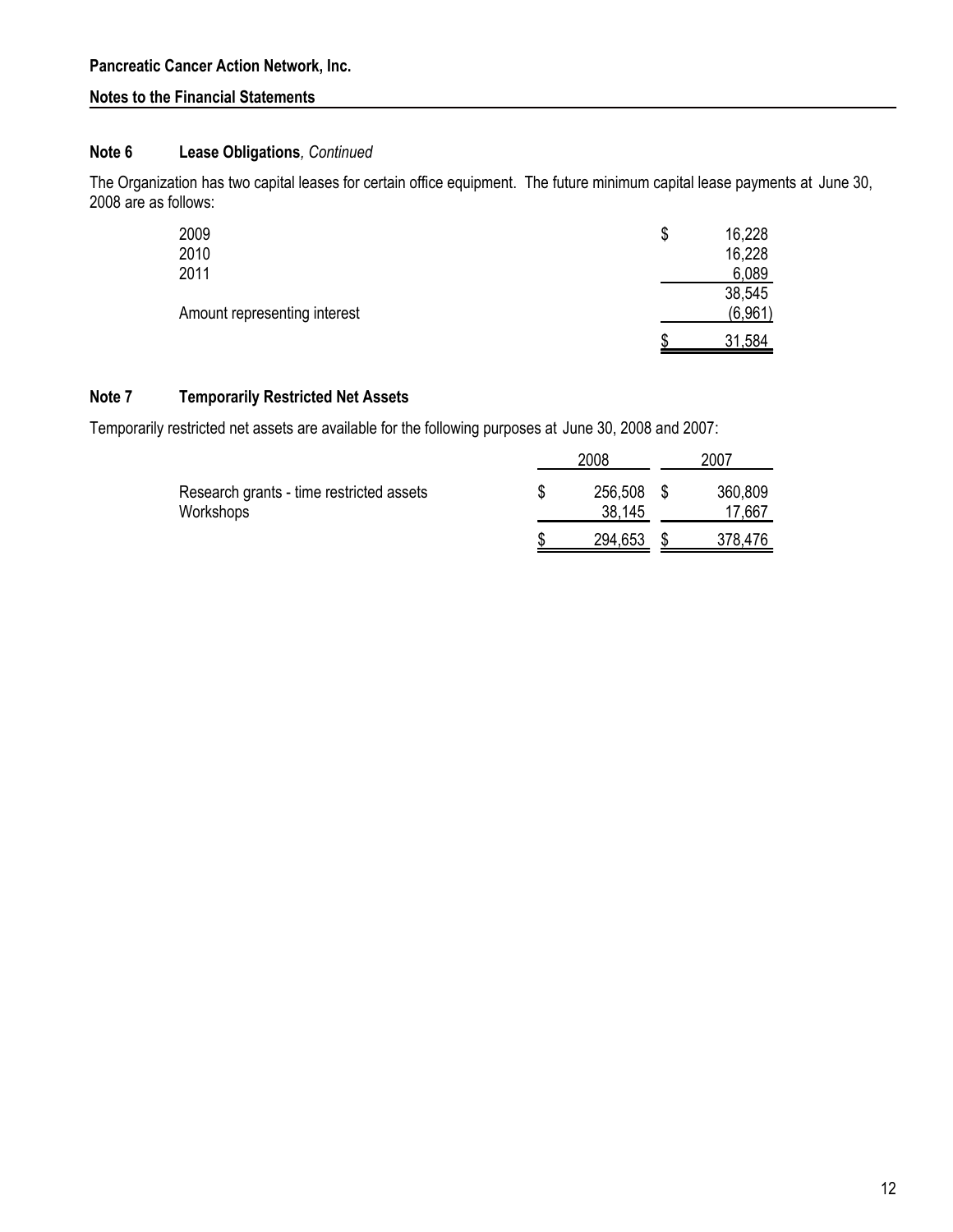**Pancreatic Cancer Action Network, Inc.**

**Notes to the Financial Statements**

### Note 6 Lease Obligations, *Continued*

The Organization has two capital leases for certain office equipment. The future minimum capital lease payments at June 30, 2008 are as follows:

| | | |
|---|---|---|
| 2009 | $ | 16,228 |
| 2010 | | 16,228 |
| 2011 | | 6,089 |
| | | 38,545 |
| Amount representing interest | | (6,961) |
| | $ | 31,584 |

### Note 7 Temporarily Restricted Net Assets

Temporarily restricted net assets are available for the following purposes at June 30, 2008 and 2007:

| | | 2008 | | 2007 |
|---|---|---|---|---|
| Research grants - time restricted assets | $ | 256,508 | $ | 360,809 |
| Workshops | | 38,145 | | 17,667 |
| | $ | 294,653 | $ | 378,476 |